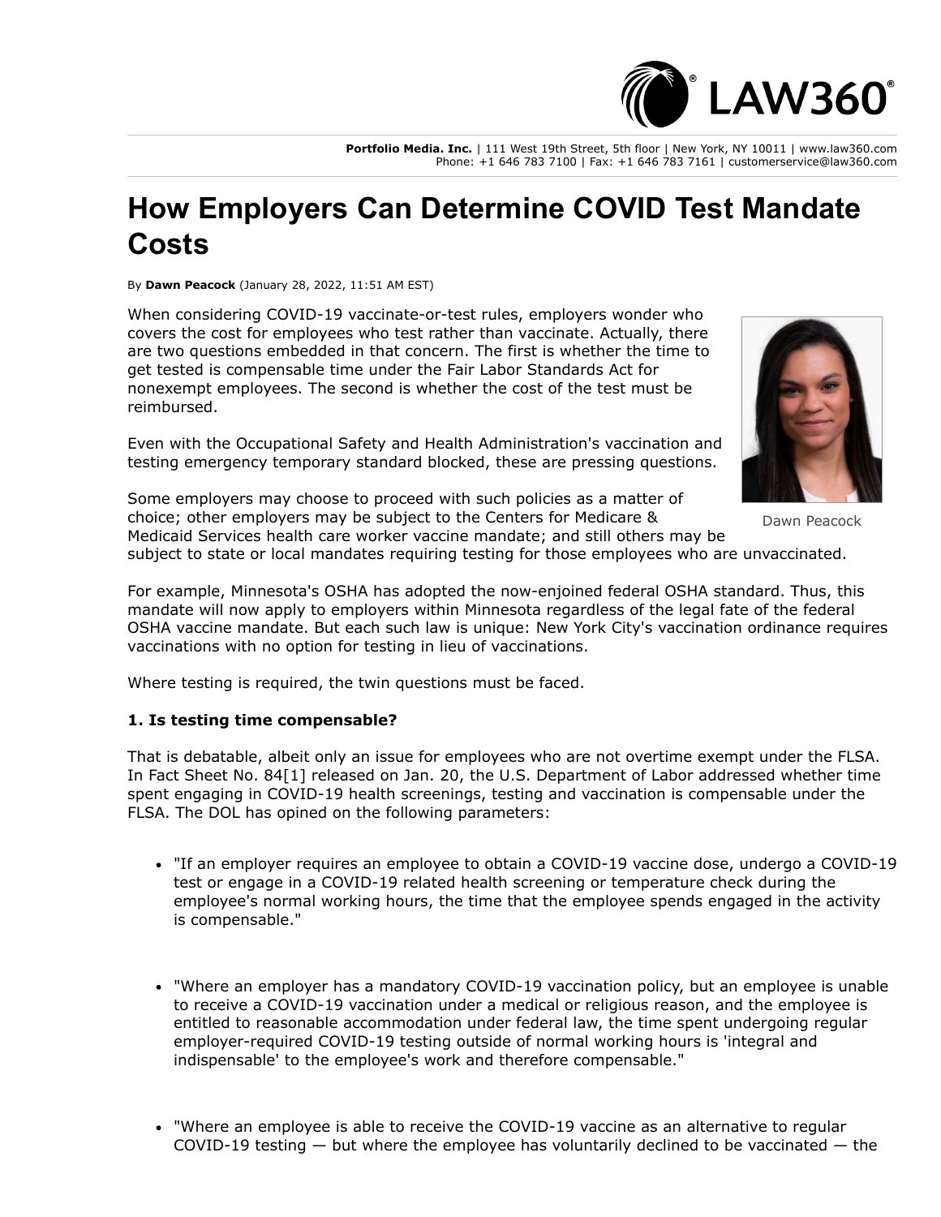# How Employers Can Determine COVID Test Mandate Costs

By **Dawn Peacock** (January 28, 2022, 11:51 AM EST)

When considering COVID-19 vaccinate-or-test rules, employers wonder who covers the cost for employees who test rather than vaccinate. Actually, there are two questions embedded in that concern. The first is whether the time to get tested is compensable time under the Fair Labor Standards Act for nonexempt employees. The second is whether the cost of the test must be reimbursed.

Dawn Peacock

Even with the Occupational Safety and Health Administration's vaccination and testing emergency temporary standard blocked, these are pressing questions.

Some employers may choose to proceed with such policies as a matter of choice; other employers may be subject to the Centers for Medicare & Medicaid Services health care worker vaccine mandate; and still others may be subject to state or local mandates requiring testing for those employees who are unvaccinated.

For example, Minnesota's OSHA has adopted the now-enjoined federal OSHA standard. Thus, this mandate will now apply to employers within Minnesota regardless of the legal fate of the federal OSHA vaccine mandate. But each such law is unique: New York City's vaccination ordinance requires vaccinations with no option for testing in lieu of vaccinations.

Where testing is required, the twin questions must be faced.

**1. Is testing time compensable?**

That is debatable, albeit only an issue for employees who are not overtime exempt under the FLSA. In Fact Sheet No. 84[1] released on Jan. 20, the U.S. Department of Labor addressed whether time spent engaging in COVID-19 health screenings, testing and vaccination is compensable under the FLSA. The DOL has opined on the following parameters:

- "If an employer requires an employee to obtain a COVID-19 vaccine dose, undergo a COVID-19 test or engage in a COVID-19 related health screening or temperature check during the employee's normal working hours, the time that the employee spends engaged in the activity is compensable."

- "Where an employer has a mandatory COVID-19 vaccination policy, but an employee is unable to receive a COVID-19 vaccination under a medical or religious reason, and the employee is entitled to reasonable accommodation under federal law, the time spent undergoing regular employer-required COVID-19 testing outside of normal working hours is 'integral and indispensable' to the employee's work and therefore compensable."

- "Where an employee is able to receive the COVID-19 vaccine as an alternative to regular COVID-19 testing — but where the employee has voluntarily declined to be vaccinated — the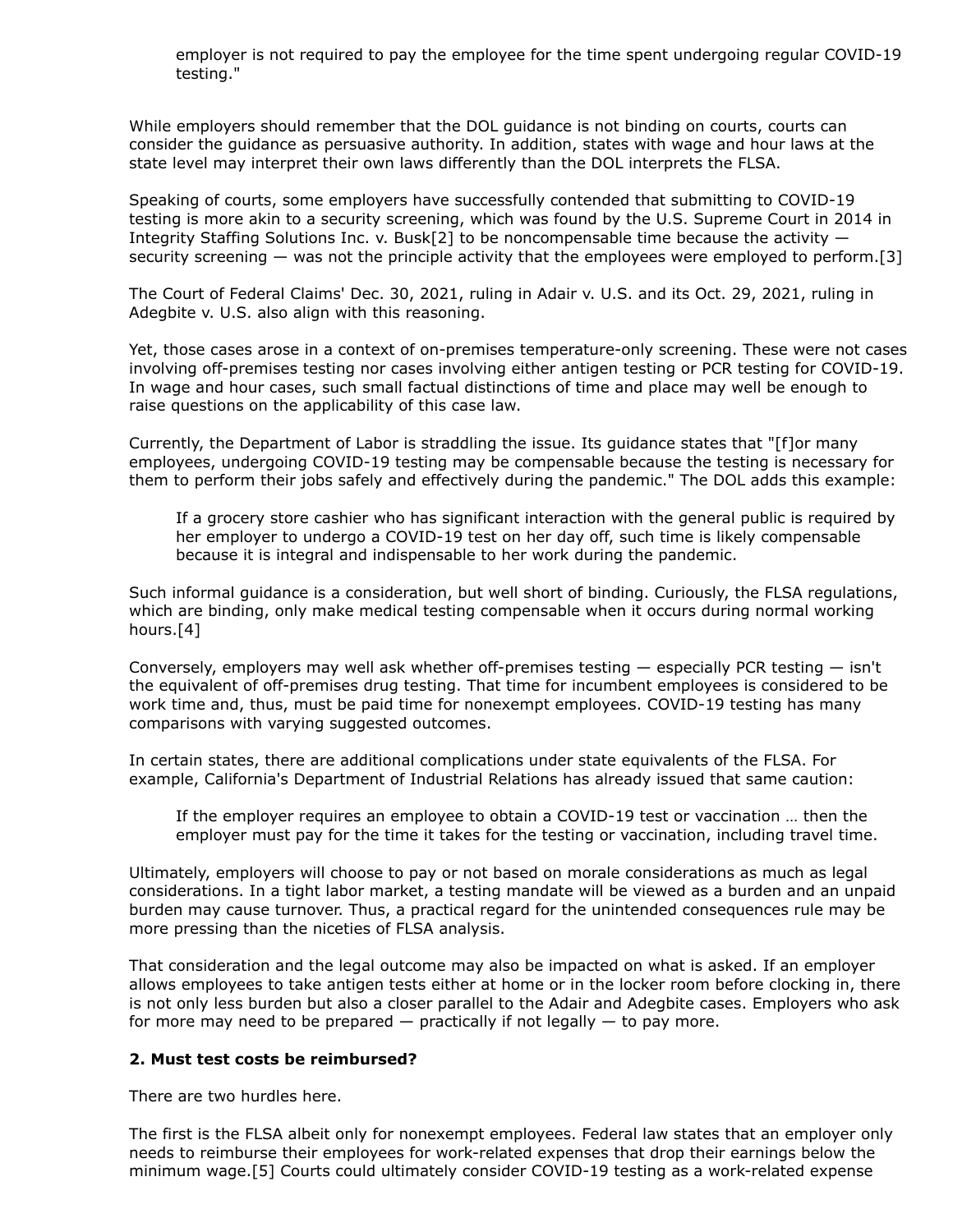> employer is not required to pay the employee for the time spent undergoing regular COVID-19 testing."

While employers should remember that the DOL guidance is not binding on courts, courts can consider the guidance as persuasive authority. In addition, states with wage and hour laws at the state level may interpret their own laws differently than the DOL interprets the FLSA.

Speaking of courts, some employers have successfully contended that submitting to COVID-19 testing is more akin to a security screening, which was found by the U.S. Supreme Court in 2014 in Integrity Staffing Solutions Inc. v. Busk[2] to be noncompensable time because the activity — security screening — was not the principle activity that the employees were employed to perform.[3]

The Court of Federal Claims' Dec. 30, 2021, ruling in Adair v. U.S. and its Oct. 29, 2021, ruling in Adegbite v. U.S. also align with this reasoning.

Yet, those cases arose in a context of on-premises temperature-only screening. These were not cases involving off-premises testing nor cases involving either antigen testing or PCR testing for COVID-19. In wage and hour cases, such small factual distinctions of time and place may well be enough to raise questions on the applicability of this case law.

Currently, the Department of Labor is straddling the issue. Its guidance states that "[f]or many employees, undergoing COVID-19 testing may be compensable because the testing is necessary for them to perform their jobs safely and effectively during the pandemic." The DOL adds this example:

> If a grocery store cashier who has significant interaction with the general public is required by her employer to undergo a COVID-19 test on her day off, such time is likely compensable because it is integral and indispensable to her work during the pandemic.

Such informal guidance is a consideration, but well short of binding. Curiously, the FLSA regulations, which are binding, only make medical testing compensable when it occurs during normal working hours.[4]

Conversely, employers may well ask whether off-premises testing — especially PCR testing — isn't the equivalent of off-premises drug testing. That time for incumbent employees is considered to be work time and, thus, must be paid time for nonexempt employees. COVID-19 testing has many comparisons with varying suggested outcomes.

In certain states, there are additional complications under state equivalents of the FLSA. For example, California's Department of Industrial Relations has already issued that same caution:

> If the employer requires an employee to obtain a COVID-19 test or vaccination … then the employer must pay for the time it takes for the testing or vaccination, including travel time.

Ultimately, employers will choose to pay or not based on morale considerations as much as legal considerations. In a tight labor market, a testing mandate will be viewed as a burden and an unpaid burden may cause turnover. Thus, a practical regard for the unintended consequences rule may be more pressing than the niceties of FLSA analysis.

That consideration and the legal outcome may also be impacted on what is asked. If an employer allows employees to take antigen tests either at home or in the locker room before clocking in, there is not only less burden but also a closer parallel to the Adair and Adegbite cases. Employers who ask for more may need to be prepared — practically if not legally — to pay more.

**2. Must test costs be reimbursed?**

There are two hurdles here.

The first is the FLSA albeit only for nonexempt employees. Federal law states that an employer only needs to reimburse their employees for work-related expenses that drop their earnings below the minimum wage.[5] Courts could ultimately consider COVID-19 testing as a work-related expense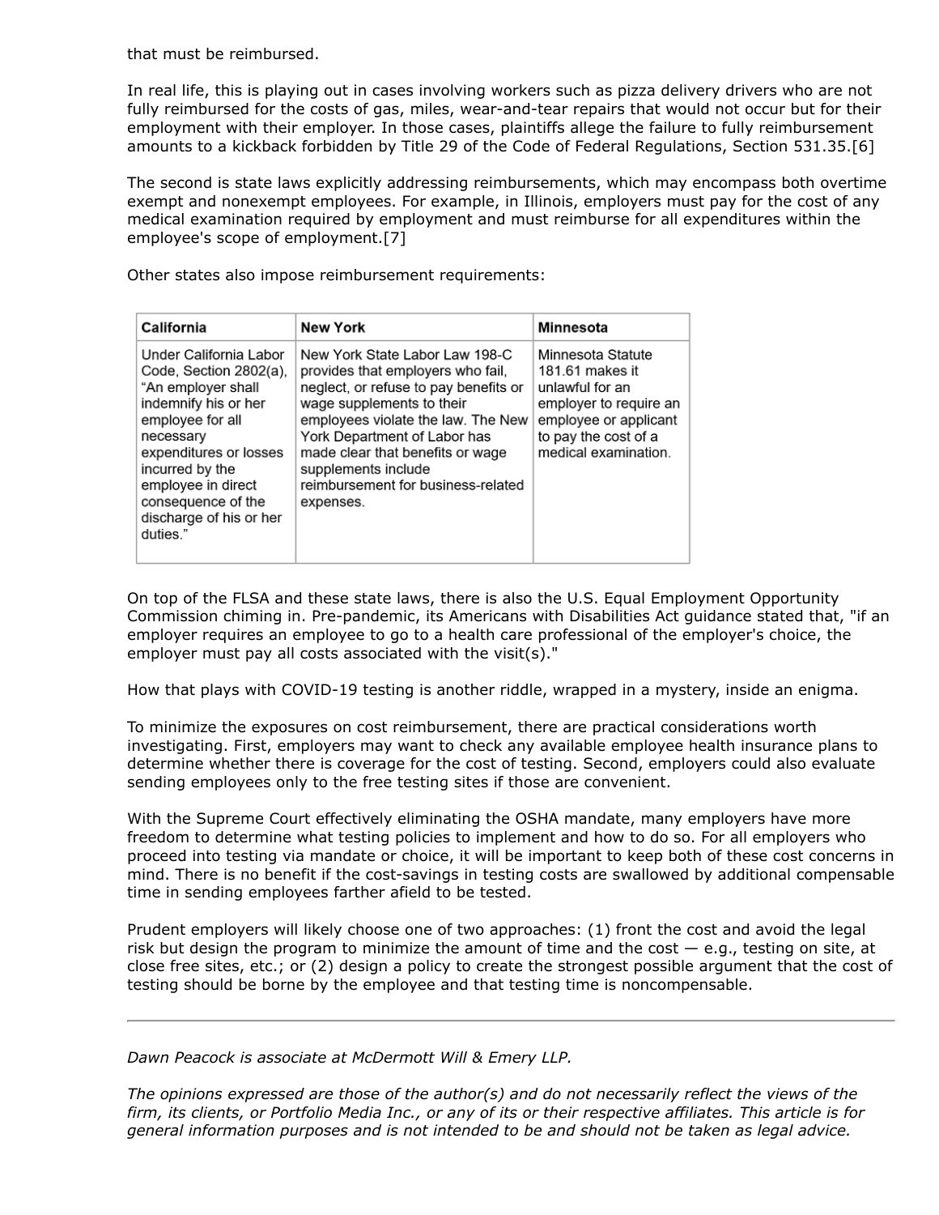that must be reimbursed.

In real life, this is playing out in cases involving workers such as pizza delivery drivers who are not fully reimbursed for the costs of gas, miles, wear-and-tear repairs that would not occur but for their employment with their employer. In those cases, plaintiffs allege the failure to fully reimbursement amounts to a kickback forbidden by Title 29 of the Code of Federal Regulations, Section 531.35.[6]

The second is state laws explicitly addressing reimbursements, which may encompass both overtime exempt and nonexempt employees. For example, in Illinois, employers must pay for the cost of any medical examination required by employment and must reimburse for all expenditures within the employee's scope of employment.[7]

Other states also impose reimbursement requirements:

| California | New York | Minnesota |
|---|---|---|
| Under California Labor Code, Section 2802(a), "An employer shall indemnify his or her employee for all necessary expenditures or losses incurred by the employee in direct consequence of the discharge of his or her duties." | New York State Labor Law 198-C provides that employers who fail, neglect, or refuse to pay benefits or wage supplements to their employees violate the law. The New York Department of Labor has made clear that benefits or wage supplements include reimbursement for business-related expenses. | Minnesota Statute 181.61 makes it unlawful for an employer to require an employee or applicant to pay the cost of a medical examination. |

On top of the FLSA and these state laws, there is also the U.S. Equal Employment Opportunity Commission chiming in. Pre-pandemic, its Americans with Disabilities Act guidance stated that, "if an employer requires an employee to go to a health care professional of the employer's choice, the employer must pay all costs associated with the visit(s)."

How that plays with COVID-19 testing is another riddle, wrapped in a mystery, inside an enigma.

To minimize the exposures on cost reimbursement, there are practical considerations worth investigating. First, employers may want to check any available employee health insurance plans to determine whether there is coverage for the cost of testing. Second, employers could also evaluate sending employees only to the free testing sites if those are convenient.

With the Supreme Court effectively eliminating the OSHA mandate, many employers have more freedom to determine what testing policies to implement and how to do so. For all employers who proceed into testing via mandate or choice, it will be important to keep both of these cost concerns in mind. There is no benefit if the cost-savings in testing costs are swallowed by additional compensable time in sending employees farther afield to be tested.

Prudent employers will likely choose one of two approaches: (1) front the cost and avoid the legal risk but design the program to minimize the amount of time and the cost — e.g., testing on site, at close free sites, etc.; or (2) design a policy to create the strongest possible argument that the cost of testing should be borne by the employee and that testing time is noncompensable.

---

*Dawn Peacock is associate at McDermott Will & Emery LLP.*

*The opinions expressed are those of the author(s) and do not necessarily reflect the views of the firm, its clients, or Portfolio Media Inc., or any of its or their respective affiliates. This article is for general information purposes and is not intended to be and should not be taken as legal advice.*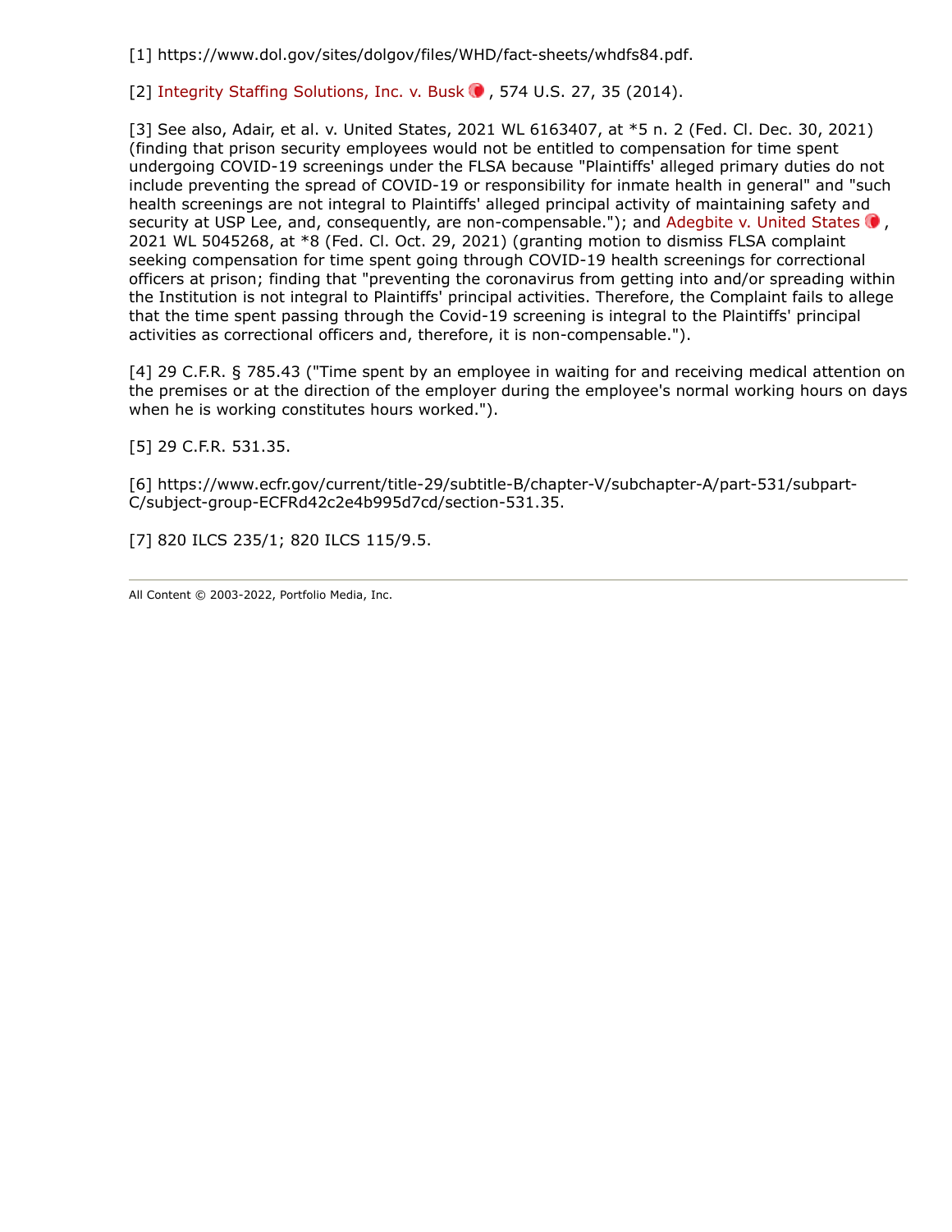[1] https://www.dol.gov/sites/dolgov/files/WHD/fact-sheets/whdfs84.pdf.

[2] Integrity Staffing Solutions, Inc. v. Busk , 574 U.S. 27, 35 (2014).

[3] See also, Adair, et al. v. United States, 2021 WL 6163407, at *5 n. 2 (Fed. Cl. Dec. 30, 2021) (finding that prison security employees would not be entitled to compensation for time spent undergoing COVID-19 screenings under the FLSA because "Plaintiffs' alleged primary duties do not include preventing the spread of COVID-19 or responsibility for inmate health in general" and "such health screenings are not integral to Plaintiffs' alleged principal activity of maintaining safety and security at USP Lee, and, consequently, are non-compensable."); and Adegbite v. United States , 2021 WL 5045268, at *8 (Fed. Cl. Oct. 29, 2021) (granting motion to dismiss FLSA complaint seeking compensation for time spent going through COVID-19 health screenings for correctional officers at prison; finding that "preventing the coronavirus from getting into and/or spreading within the Institution is not integral to Plaintiffs' principal activities. Therefore, the Complaint fails to allege that the time spent passing through the Covid-19 screening is integral to the Plaintiffs' principal activities as correctional officers and, therefore, it is non-compensable.").

[4] 29 C.F.R. § 785.43 ("Time spent by an employee in waiting for and receiving medical attention on the premises or at the direction of the employer during the employee's normal working hours on days when he is working constitutes hours worked.").

[5] 29 C.F.R. 531.35.

[6] https://www.ecfr.gov/current/title-29/subtitle-B/chapter-V/subchapter-A/part-531/subpart-C/subject-group-ECFRd42c2e4b995d7cd/section-531.35.

[7] 820 ILCS 235/1; 820 ILCS 115/9.5.

---

All Content © 2003-2022, Portfolio Media, Inc.